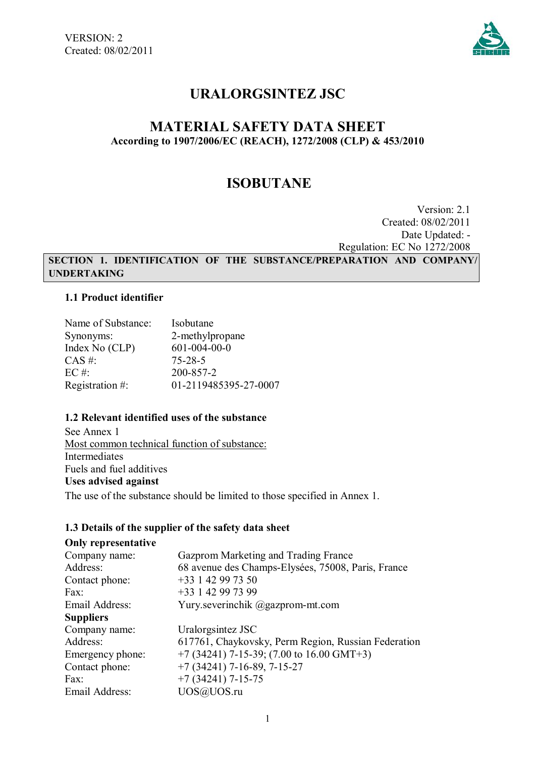VERSION: 2
Created: 08/02/2011

# URALORGSINTEZ JSC

## MATERIAL SAFETY DATA SHEET

**According to 1907/2006/EC (REACH), 1272/2008 (CLP) & 453/2010**

# ISOBUTANE

Version: 2.1
Created: 08/02/2011
Date Updated: -
Regulation: EC No 1272/2008

## SECTION 1. IDENTIFICATION OF THE SUBSTANCE/PREPARATION AND COMPANY/ UNDERTAKING

### 1.1 Product identifier

| | |
|---|---|
| Name of Substance: | Isobutane |
| Synonyms: | 2-methylpropane |
| Index No (CLP) | 601-004-00-0 |
| CAS #: | 75-28-5 |
| EC #: | 200-857-2 |
| Registration #: | 01-2119485395-27-0007 |

### 1.2 Relevant identified uses of the substance

See Annex 1

Most common technical function of substance:

Intermediates

Fuels and fuel additives

**Uses advised against**

The use of the substance should be limited to those specified in Annex 1.

### 1.3 Details of the supplier of the safety data sheet

**Only representative**

| | |
|---|---|
| Company name: | Gazprom Marketing and Trading France |
| Address: | 68 avenue des Champs-Elysées, 75008, Paris, France |
| Contact phone: | +33 1 42 99 73 50 |
| Fax: | +33 1 42 99 73 99 |
| Email Address: | Yury.severinchik @gazprom-mt.com |

**Suppliers**

| | |
|---|---|
| Company name: | Uralorgsintez JSC |
| Address: | 617761, Chaykovsky, Perm Region, Russian Federation |
| Emergency phone: | +7 (34241) 7-15-39; (7.00 to 16.00 GMT+3) |
| Contact phone: | +7 (34241) 7-16-89, 7-15-27 |
| Fax: | +7 (34241) 7-15-75 |
| Email Address: | UOS@UOS.ru |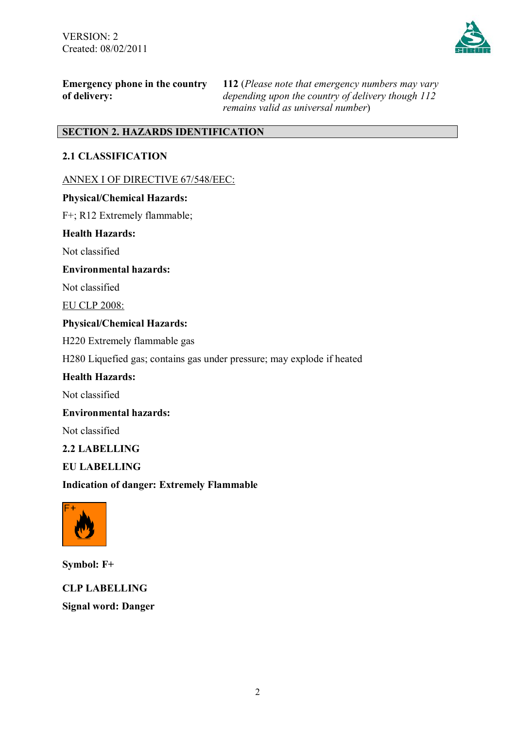**Emergency phone in the country of delivery:** **112** (*Please note that emergency numbers may vary depending upon the country of delivery though 112 remains valid as universal number*)

## SECTION 2. HAZARDS IDENTIFICATION

### 2.1 CLASSIFICATION

ANNEX I OF DIRECTIVE 67/548/EEC:

**Physical/Chemical Hazards:**

F+; R12 Extremely flammable;

**Health Hazards:**

Not classified

**Environmental hazards:**

Not classified

EU CLP 2008:

**Physical/Chemical Hazards:**

H220 Extremely flammable gas

H280 Liquefied gas; contains gas under pressure; may explode if heated

**Health Hazards:**

Not classified

**Environmental hazards:**

Not classified

### 2.2 LABELLING

**EU LABELLING**

**Indication of danger: Extremely Flammable**

**Symbol: F+**

**CLP LABELLING**

**Signal word: Danger**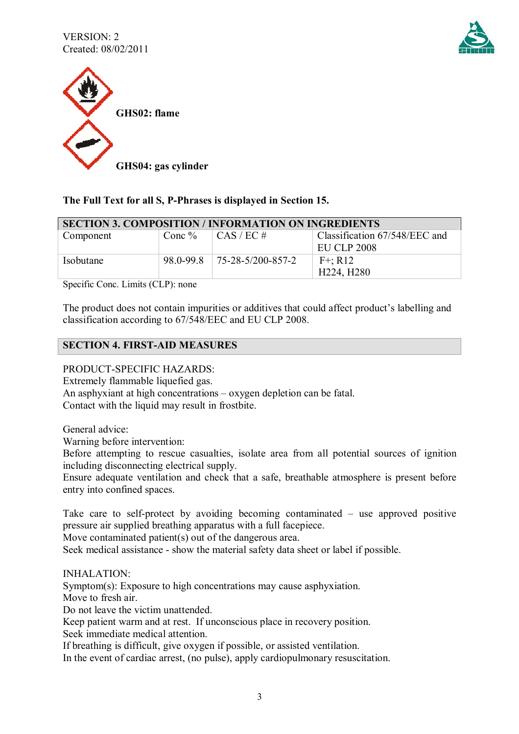VERSION: 2
Created: 08/02/2011

**GHS02: flame**

**GHS04: gas cylinder**

**The Full Text for all S, P-Phrases is displayed in Section 15.**

## SECTION 3. COMPOSITION / INFORMATION ON INGREDIENTS

| Component | Conc % | CAS / EC # | Classification 67/548/EEC and EU CLP 2008 |
|---|---|---|---|
| Isobutane | 98.0-99.8 | 75-28-5/200-857-2 | F+; R12<br>H224, H280 |

Specific Conc. Limits (CLP): none

The product does not contain impurities or additives that could affect product's labelling and classification according to 67/548/EEC and EU CLP 2008.

## SECTION 4. FIRST-AID MEASURES

PRODUCT-SPECIFIC HAZARDS:
Extremely flammable liquefied gas.
An asphyxiant at high concentrations – oxygen depletion can be fatal.
Contact with the liquid may result in frostbite.

General advice:
Warning before intervention:
Before attempting to rescue casualties, isolate area from all potential sources of ignition including disconnecting electrical supply.
Ensure adequate ventilation and check that a safe, breathable atmosphere is present before entry into confined spaces.

Take care to self-protect by avoiding becoming contaminated – use approved positive pressure air supplied breathing apparatus with a full facepiece.
Move contaminated patient(s) out of the dangerous area.
Seek medical assistance - show the material safety data sheet or label if possible.

INHALATION:
Symptom(s): Exposure to high concentrations may cause asphyxiation.
Move to fresh air.
Do not leave the victim unattended.
Keep patient warm and at rest. If unconscious place in recovery position.
Seek immediate medical attention.
If breathing is difficult, give oxygen if possible, or assisted ventilation.
In the event of cardiac arrest, (no pulse), apply cardiopulmonary resuscitation.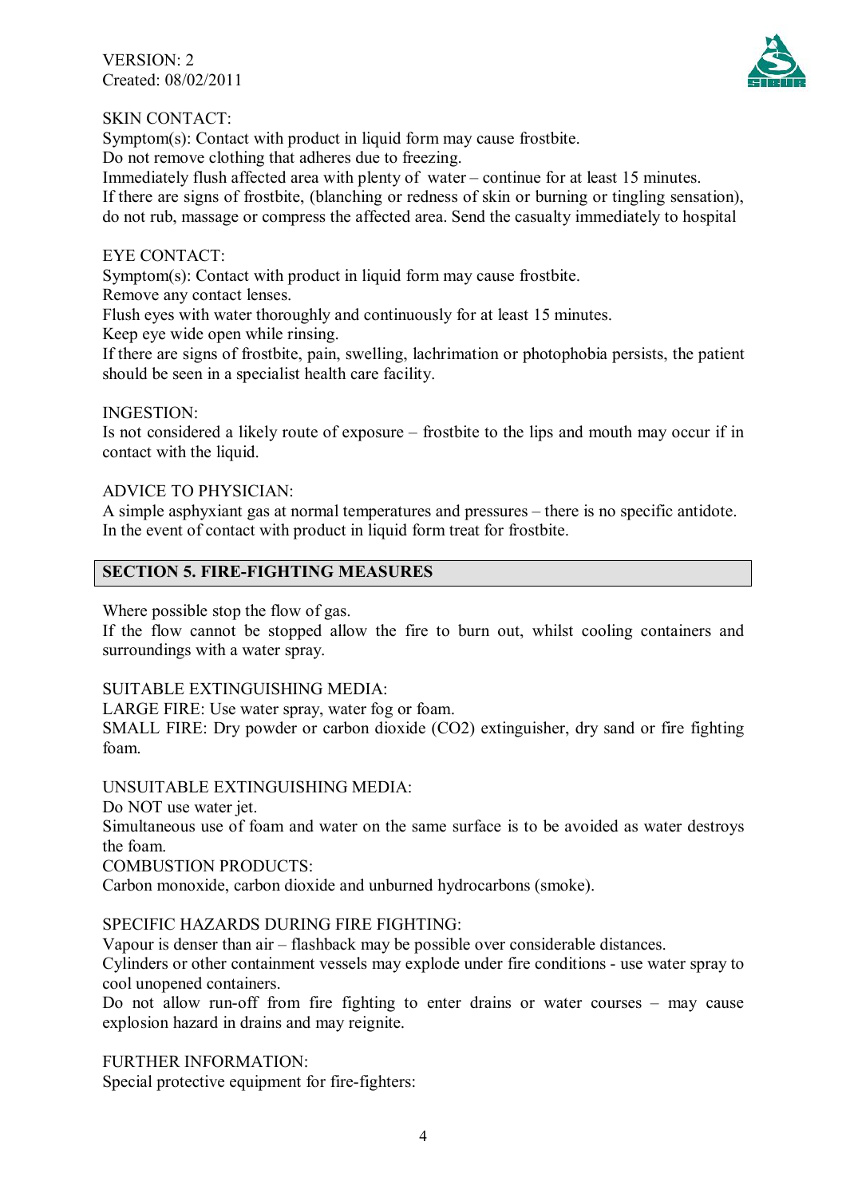SKIN CONTACT:
Symptom(s): Contact with product in liquid form may cause frostbite.
Do not remove clothing that adheres due to freezing.
Immediately flush affected area with plenty of water – continue for at least 15 minutes.
If there are signs of frostbite, (blanching or redness of skin or burning or tingling sensation), do not rub, massage or compress the affected area. Send the casualty immediately to hospital

EYE CONTACT:
Symptom(s): Contact with product in liquid form may cause frostbite.
Remove any contact lenses.
Flush eyes with water thoroughly and continuously for at least 15 minutes.
Keep eye wide open while rinsing.
If there are signs of frostbite, pain, swelling, lachrimation or photophobia persists, the patient should be seen in a specialist health care facility.

INGESTION:
Is not considered a likely route of exposure – frostbite to the lips and mouth may occur if in contact with the liquid.

ADVICE TO PHYSICIAN:
A simple asphyxiant gas at normal temperatures and pressures – there is no specific antidote.
In the event of contact with product in liquid form treat for frostbite.

## SECTION 5. FIRE-FIGHTING MEASURES

Where possible stop the flow of gas.
If the flow cannot be stopped allow the fire to burn out, whilst cooling containers and surroundings with a water spray.

SUITABLE EXTINGUISHING MEDIA:
LARGE FIRE: Use water spray, water fog or foam.
SMALL FIRE: Dry powder or carbon dioxide ($CO_2$) extinguisher, dry sand or fire fighting foam.

UNSUITABLE EXTINGUISHING MEDIA:
Do NOT use water jet.
Simultaneous use of foam and water on the same surface is to be avoided as water destroys the foam.
COMBUSTION PRODUCTS:
Carbon monoxide, carbon dioxide and unburned hydrocarbons (smoke).

SPECIFIC HAZARDS DURING FIRE FIGHTING:
Vapour is denser than air – flashback may be possible over considerable distances.
Cylinders or other containment vessels may explode under fire conditions - use water spray to cool unopened containers.
Do not allow run-off from fire fighting to enter drains or water courses – may cause explosion hazard in drains and may reignite.

FURTHER INFORMATION:
Special protective equipment for fire-fighters: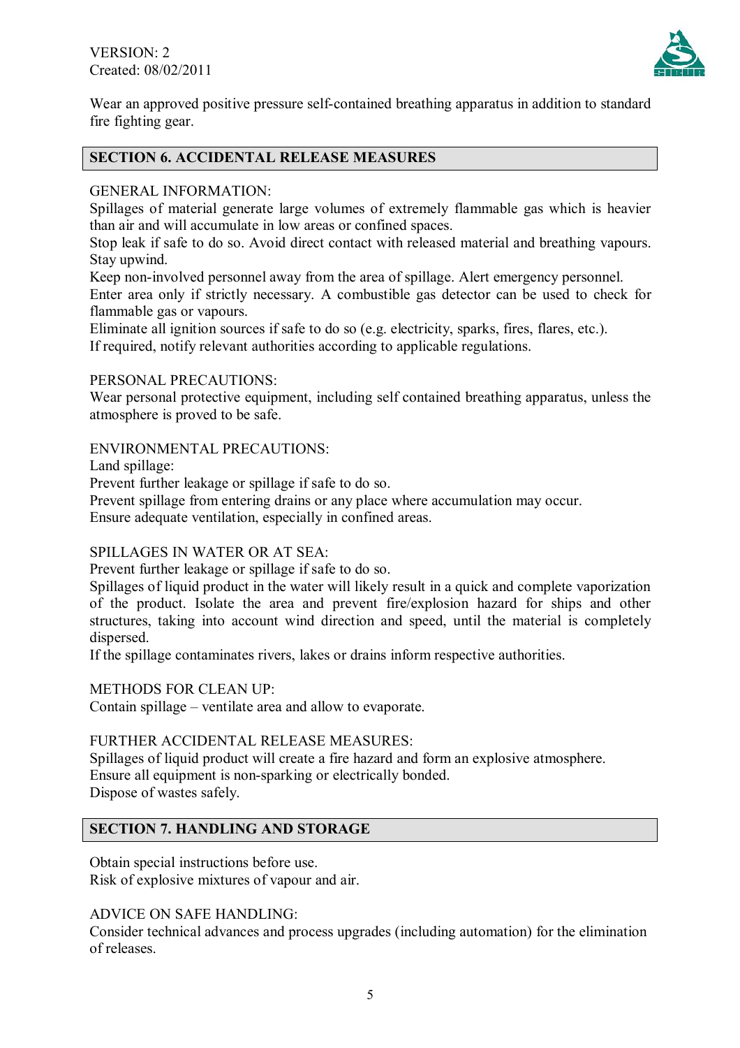Wear an approved positive pressure self-contained breathing apparatus in addition to standard fire fighting gear.

## SECTION 6. ACCIDENTAL RELEASE MEASURES

GENERAL INFORMATION:
Spillages of material generate large volumes of extremely flammable gas which is heavier than air and will accumulate in low areas or confined spaces.
Stop leak if safe to do so. Avoid direct contact with released material and breathing vapours. Stay upwind.
Keep non-involved personnel away from the area of spillage. Alert emergency personnel.
Enter area only if strictly necessary. A combustible gas detector can be used to check for flammable gas or vapours.
Eliminate all ignition sources if safe to do so (e.g. electricity, sparks, fires, flares, etc.).
If required, notify relevant authorities according to applicable regulations.

PERSONAL PRECAUTIONS:
Wear personal protective equipment, including self contained breathing apparatus, unless the atmosphere is proved to be safe.

ENVIRONMENTAL PRECAUTIONS:
Land spillage:
Prevent further leakage or spillage if safe to do so.
Prevent spillage from entering drains or any place where accumulation may occur.
Ensure adequate ventilation, especially in confined areas.

SPILLAGES IN WATER OR AT SEA:
Prevent further leakage or spillage if safe to do so.
Spillages of liquid product in the water will likely result in a quick and complete vaporization of the product. Isolate the area and prevent fire/explosion hazard for ships and other structures, taking into account wind direction and speed, until the material is completely dispersed.
If the spillage contaminates rivers, lakes or drains inform respective authorities.

METHODS FOR CLEAN UP:
Contain spillage – ventilate area and allow to evaporate.

FURTHER ACCIDENTAL RELEASE MEASURES:
Spillages of liquid product will create a fire hazard and form an explosive atmosphere.
Ensure all equipment is non-sparking or electrically bonded.
Dispose of wastes safely.

## SECTION 7. HANDLING AND STORAGE

Obtain special instructions before use.
Risk of explosive mixtures of vapour and air.

ADVICE ON SAFE HANDLING:
Consider technical advances and process upgrades (including automation) for the elimination of releases.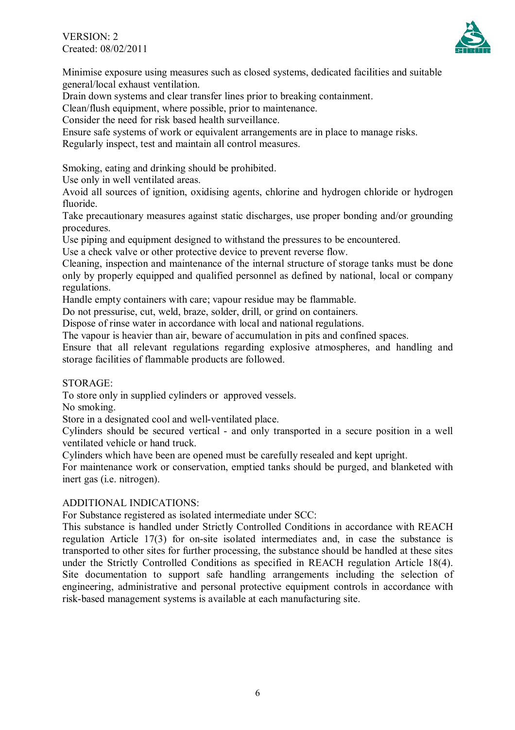Minimise exposure using measures such as closed systems, dedicated facilities and suitable general/local exhaust ventilation.
Drain down systems and clear transfer lines prior to breaking containment.
Clean/flush equipment, where possible, prior to maintenance.
Consider the need for risk based health surveillance.
Ensure safe systems of work or equivalent arrangements are in place to manage risks.
Regularly inspect, test and maintain all control measures.

Smoking, eating and drinking should be prohibited.
Use only in well ventilated areas.
Avoid all sources of ignition, oxidising agents, chlorine and hydrogen chloride or hydrogen fluoride.
Take precautionary measures against static discharges, use proper bonding and/or grounding procedures.
Use piping and equipment designed to withstand the pressures to be encountered.
Use a check valve or other protective device to prevent reverse flow.
Cleaning, inspection and maintenance of the internal structure of storage tanks must be done only by properly equipped and qualified personnel as defined by national, local or company regulations.
Handle empty containers with care; vapour residue may be flammable.
Do not pressurise, cut, weld, braze, solder, drill, or grind on containers.
Dispose of rinse water in accordance with local and national regulations.
The vapour is heavier than air, beware of accumulation in pits and confined spaces.
Ensure that all relevant regulations regarding explosive atmospheres, and handling and storage facilities of flammable products are followed.

STORAGE:
To store only in supplied cylinders or approved vessels.
No smoking.
Store in a designated cool and well-ventilated place.
Cylinders should be secured vertical - and only transported in a secure position in a well ventilated vehicle or hand truck.
Cylinders which have been are opened must be carefully resealed and kept upright.
For maintenance work or conservation, emptied tanks should be purged, and blanketed with inert gas (i.e. nitrogen).

ADDITIONAL INDICATIONS:
For Substance registered as isolated intermediate under SCC:
This substance is handled under Strictly Controlled Conditions in accordance with REACH regulation Article 17(3) for on-site isolated intermediates and, in case the substance is transported to other sites for further processing, the substance should be handled at these sites under the Strictly Controlled Conditions as specified in REACH regulation Article 18(4). Site documentation to support safe handling arrangements including the selection of engineering, administrative and personal protective equipment controls in accordance with risk-based management systems is available at each manufacturing site.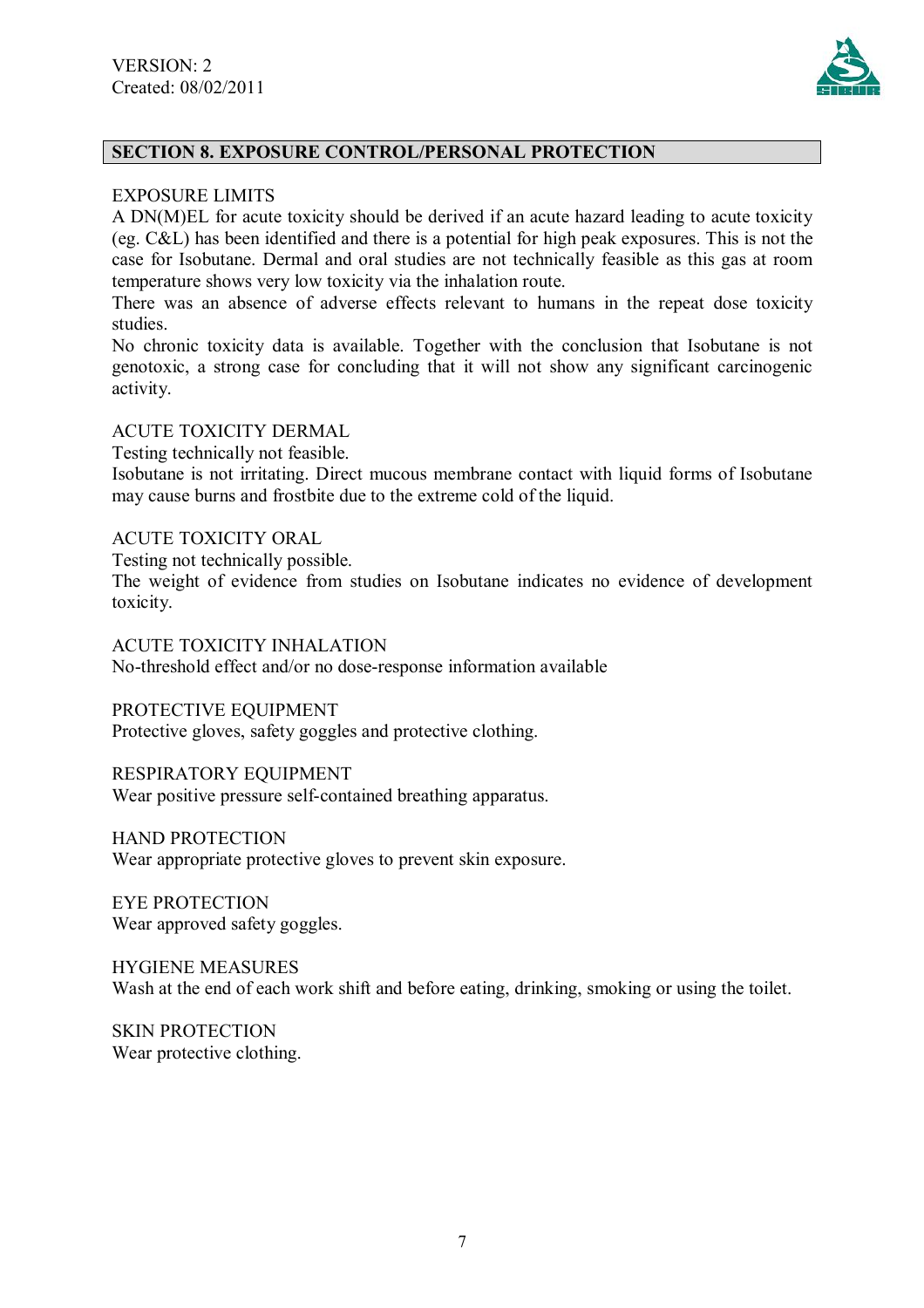## SECTION 8. EXPOSURE CONTROL/PERSONAL PROTECTION

EXPOSURE LIMITS

A DN(M)EL for acute toxicity should be derived if an acute hazard leading to acute toxicity (eg. C&L) has been identified and there is a potential for high peak exposures. This is not the case for Isobutane. Dermal and oral studies are not technically feasible as this gas at room temperature shows very low toxicity via the inhalation route.

There was an absence of adverse effects relevant to humans in the repeat dose toxicity studies.

No chronic toxicity data is available. Together with the conclusion that Isobutane is not genotoxic, a strong case for concluding that it will not show any significant carcinogenic activity.

ACUTE TOXICITY DERMAL

Testing technically not feasible.

Isobutane is not irritating. Direct mucous membrane contact with liquid forms of Isobutane may cause burns and frostbite due to the extreme cold of the liquid.

ACUTE TOXICITY ORAL

Testing not technically possible.

The weight of evidence from studies on Isobutane indicates no evidence of development toxicity.

ACUTE TOXICITY INHALATION

No-threshold effect and/or no dose-response information available

PROTECTIVE EQUIPMENT

Protective gloves, safety goggles and protective clothing.

RESPIRATORY EQUIPMENT

Wear positive pressure self-contained breathing apparatus.

HAND PROTECTION

Wear appropriate protective gloves to prevent skin exposure.

EYE PROTECTION

Wear approved safety goggles.

HYGIENE MEASURES

Wash at the end of each work shift and before eating, drinking, smoking or using the toilet.

SKIN PROTECTION

Wear protective clothing.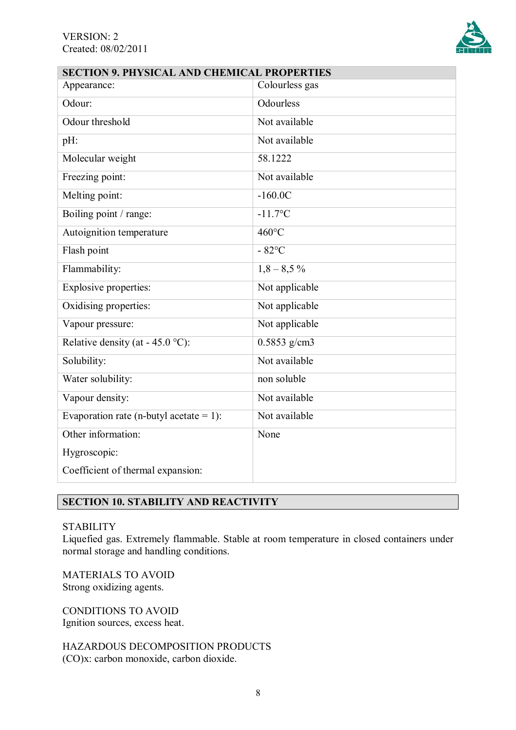## SECTION 9. PHYSICAL AND CHEMICAL PROPERTIES

| | |
|---|---|
| Appearance: | Colourless gas |
| Odour: | Odourless |
| Odour threshold | Not available |
| pH: | Not available |
| Molecular weight | 58.1222 |
| Freezing point: | Not available |
| Melting point: | -160.0C |
| Boiling point / range: | -11.7°C |
| Autoignition temperature | 460°C |
| Flash point | - 82°C |
| Flammability: | 1,8 – 8,5 % |
| Explosive properties: | Not applicable |
| Oxidising properties: | Not applicable |
| Vapour pressure: | Not applicable |
| Relative density (at - 45.0 °C): | 0.5853 g/cm3 |
| Solubility: | Not available |
| Water solubility: | non soluble |
| Vapour density: | Not available |
| Evaporation rate (n-butyl acetate = 1): | Not available |
| Other information:<br>Hygroscopic:<br>Coefficient of thermal expansion: | None |

## SECTION 10. STABILITY AND REACTIVITY

STABILITY
Liquefied gas. Extremely flammable. Stable at room temperature in closed containers under normal storage and handling conditions.

MATERIALS TO AVOID
Strong oxidizing agents.

CONDITIONS TO AVOID
Ignition sources, excess heat.

HAZARDOUS DECOMPOSITION PRODUCTS
$(CO)_x$: carbon monoxide, carbon dioxide.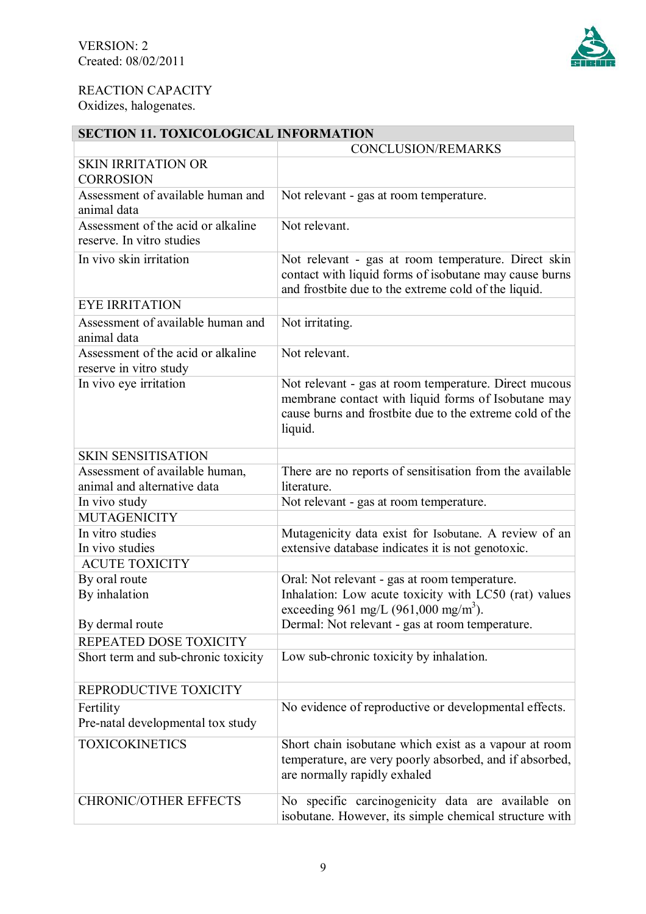REACTION CAPACITY
Oxidizes, halogenates.

## SECTION 11. TOXICOLOGICAL INFORMATION

| | CONCLUSION/REMARKS |
|---|---|
| SKIN IRRITATION OR CORROSION | |
| Assessment of available human and animal data | Not relevant - gas at room temperature. |
| Assessment of the acid or alkaline reserve. In vitro studies | Not relevant. |
| In vivo skin irritation | Not relevant - gas at room temperature. Direct skin contact with liquid forms of isobutane may cause burns and frostbite due to the extreme cold of the liquid. |
| EYE IRRITATION | |
| Assessment of available human and animal data | Not irritating. |
| Assessment of the acid or alkaline reserve in vitro study | Not relevant. |
| In vivo eye irritation | Not relevant - gas at room temperature. Direct mucous membrane contact with liquid forms of Isobutane may cause burns and frostbite due to the extreme cold of the liquid. |
| SKIN SENSITISATION | |
| Assessment of available human, animal and alternative data | There are no reports of sensitisation from the available literature. |
| In vivo study | Not relevant - gas at room temperature. |
| MUTAGENICITY | |
| In vitro studies<br>In vivo studies | Mutagenicity data exist for Isobutane. A review of an extensive database indicates it is not genotoxic. |
| ACUTE TOXICITY | |
| By oral route<br>By inhalation<br><br>By dermal route | Oral: Not relevant - gas at room temperature.<br>Inhalation: Low acute toxicity with LC50 (rat) values exceeding 961 mg/L (961,000 mg/m$^3$).<br>Dermal: Not relevant - gas at room temperature. |
| REPEATED DOSE TOXICITY | |
| Short term and sub-chronic toxicity | Low sub-chronic toxicity by inhalation. |
| REPRODUCTIVE TOXICITY | |
| Fertility<br>Pre-natal developmental tox study | No evidence of reproductive or developmental effects. |
| TOXICOKINETICS | Short chain isobutane which exist as a vapour at room temperature, are very poorly absorbed, and if absorbed, are normally rapidly exhaled |
| CHRONIC/OTHER EFFECTS | No specific carcinogenicity data are available on isobutane. However, its simple chemical structure with |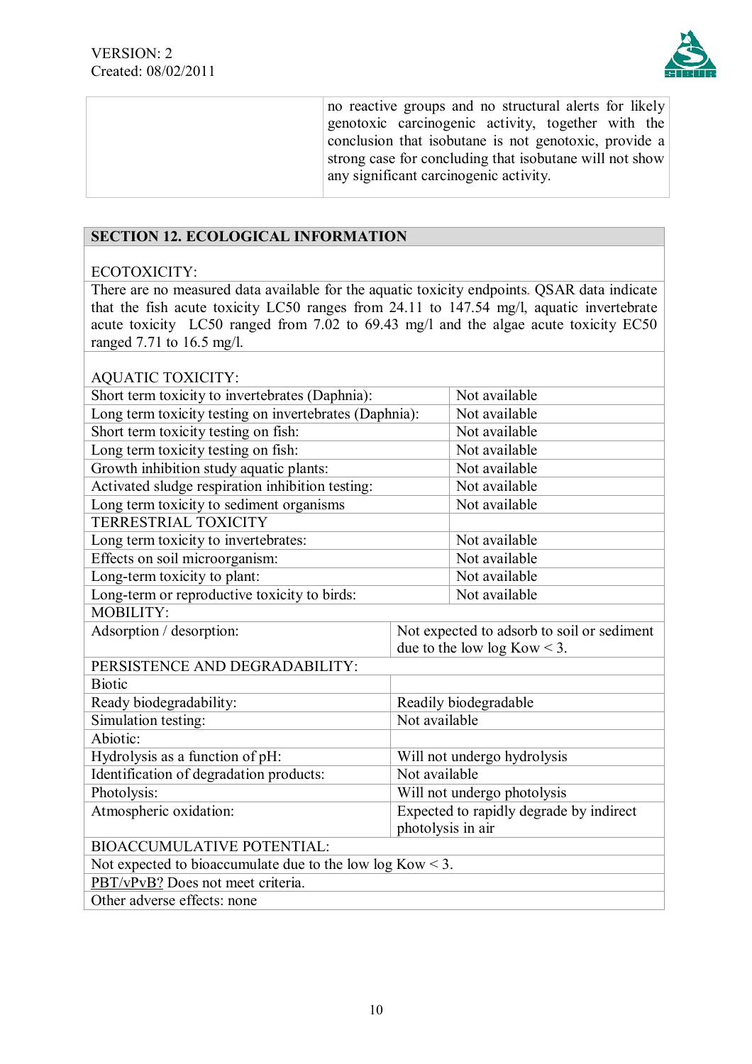| | no reactive groups and no structural alerts for likely genotoxic carcinogenic activity, together with the conclusion that isobutane is not genotoxic, provide a strong case for concluding that isobutane will not show any significant carcinogenic activity. |
|---|---|

## SECTION 12. ECOLOGICAL INFORMATION

ECOTOXICITY:

There are no measured data available for the aquatic toxicity endpoints. QSAR data indicate that the fish acute toxicity LC50 ranges from 24.11 to 147.54 mg/l, aquatic invertebrate acute toxicity LC50 ranged from 7.02 to 69.43 mg/l and the algae acute toxicity EC50 ranged 7.71 to 16.5 mg/l.

AQUATIC TOXICITY:

| | |
|---|---|
| Short term toxicity to invertebrates (Daphnia): | Not available |
| Long term toxicity testing on invertebrates (Daphnia): | Not available |
| Short term toxicity testing on fish: | Not available |
| Long term toxicity testing on fish: | Not available |
| Growth inhibition study aquatic plants: | Not available |
| Activated sludge respiration inhibition testing: | Not available |
| Long term toxicity to sediment organisms | Not available |
| TERRESTRIAL TOXICITY | |
| Long term toxicity to invertebrates: | Not available |
| Effects on soil microorganism: | Not available |
| Long-term toxicity to plant: | Not available |
| Long-term or reproductive toxicity to birds: | Not available |

MOBILITY:

| | |
|---|---|
| Adsorption / desorption: | Not expected to adsorb to soil or sediment due to the low log Kow < 3. |

PERSISTENCE AND DEGRADABILITY:

| | |
|---|---|
| Biotic | |
| Ready biodegradability: | Readily biodegradable |
| Simulation testing: | Not available |
| Abiotic: | |
| Hydrolysis as a function of pH: | Will not undergo hydrolysis |
| Identification of degradation products: | Not available |
| Photolysis: | Will not undergo photolysis |
| Atmospheric oxidation: | Expected to rapidly degrade by indirect photolysis in air |

BIOACCUMULATIVE POTENTIAL:

Not expected to bioaccumulate due to the low log Kow < 3.

PBT/vPvB? Does not meet criteria.

Other adverse effects: none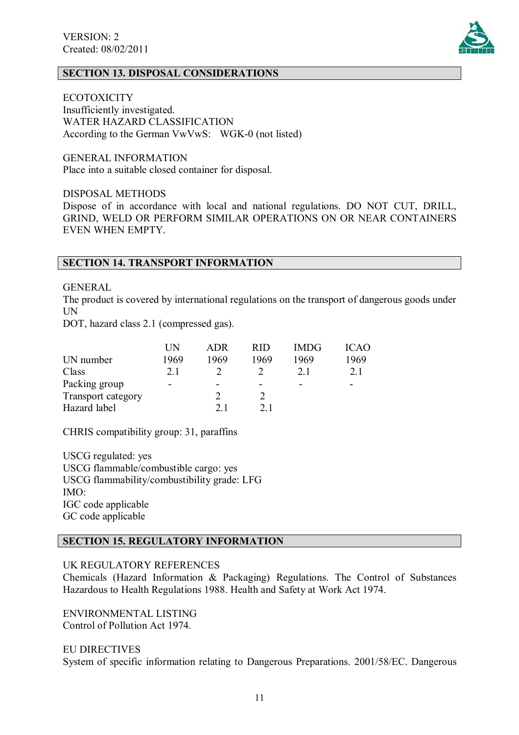## SECTION 13. DISPOSAL CONSIDERATIONS

ECOTOXICITY
Insufficiently investigated.
WATER HAZARD CLASSIFICATION
According to the German VwVwS: WGK-0 (not listed)

GENERAL INFORMATION
Place into a suitable closed container for disposal.

DISPOSAL METHODS
Dispose of in accordance with local and national regulations. DO NOT CUT, DRILL, GRIND, WELD OR PERFORM SIMILAR OPERATIONS ON OR NEAR CONTAINERS EVEN WHEN EMPTY.

## SECTION 14. TRANSPORT INFORMATION

GENERAL
The product is covered by international regulations on the transport of dangerous goods under UN
DOT, hazard class 2.1 (compressed gas).

| | UN | ADR | RID | IMDG | ICAO |
|---|---|---|---|---|---|
| UN number | 1969 | 1969 | 1969 | 1969 | 1969 |
| Class | 2.1 | 2 | 2 | 2.1 | 2.1 |
| Packing group | - | - | - | - | - |
| Transport category | | 2 | 2 | | |
| Hazard label | | 2.1 | 2.1 | | |

CHRIS compatibility group: 31, paraffins

USCG regulated: yes
USCG flammable/combustible cargo: yes
USCG flammability/combustibility grade: LFG
IMO:
IGC code applicable
GC code applicable

## SECTION 15. REGULATORY INFORMATION

UK REGULATORY REFERENCES
Chemicals (Hazard Information & Packaging) Regulations. The Control of Substances Hazardous to Health Regulations 1988. Health and Safety at Work Act 1974.

ENVIRONMENTAL LISTING
Control of Pollution Act 1974.

EU DIRECTIVES
System of specific information relating to Dangerous Preparations. 2001/58/EC. Dangerous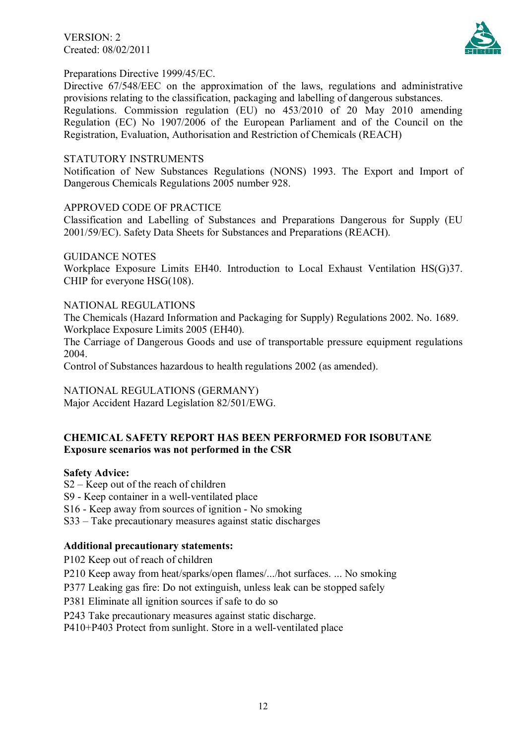Preparations Directive 1999/45/EC.

Directive 67/548/EEC on the approximation of the laws, regulations and administrative provisions relating to the classification, packaging and labelling of dangerous substances.

Regulations. Commission regulation (EU) no 453/2010 of 20 May 2010 amending Regulation (EC) No 1907/2006 of the European Parliament and of the Council on the Registration, Evaluation, Authorisation and Restriction of Chemicals (REACH)

STATUTORY INSTRUMENTS

Notification of New Substances Regulations (NONS) 1993. The Export and Import of Dangerous Chemicals Regulations 2005 number 928.

APPROVED CODE OF PRACTICE

Classification and Labelling of Substances and Preparations Dangerous for Supply (EU 2001/59/EC). Safety Data Sheets for Substances and Preparations (REACH).

GUIDANCE NOTES

Workplace Exposure Limits EH40. Introduction to Local Exhaust Ventilation HS(G)37. CHIP for everyone HSG(108).

NATIONAL REGULATIONS

The Chemicals (Hazard Information and Packaging for Supply) Regulations 2002. No. 1689.

Workplace Exposure Limits 2005 (EH40).

The Carriage of Dangerous Goods and use of transportable pressure equipment regulations 2004.

Control of Substances hazardous to health regulations 2002 (as amended).

NATIONAL REGULATIONS (GERMANY)

Major Accident Hazard Legislation 82/501/EWG.

**CHEMICAL SAFETY REPORT HAS BEEN PERFORMED FOR ISOBUTANE**
**Exposure scenarios was not performed in the CSR**

**Safety Advice:**

S2 – Keep out of the reach of children
S9 - Keep container in a well-ventilated place
S16 - Keep away from sources of ignition - No smoking
S33 – Take precautionary measures against static discharges

**Additional precautionary statements:**

P102 Keep out of reach of children
P210 Keep away from heat/sparks/open flames/.../hot surfaces. ... No smoking
P377 Leaking gas fire: Do not extinguish, unless leak can be stopped safely
P381 Eliminate all ignition sources if safe to do so
P243 Take precautionary measures against static discharge.
P410+P403 Protect from sunlight. Store in a well-ventilated place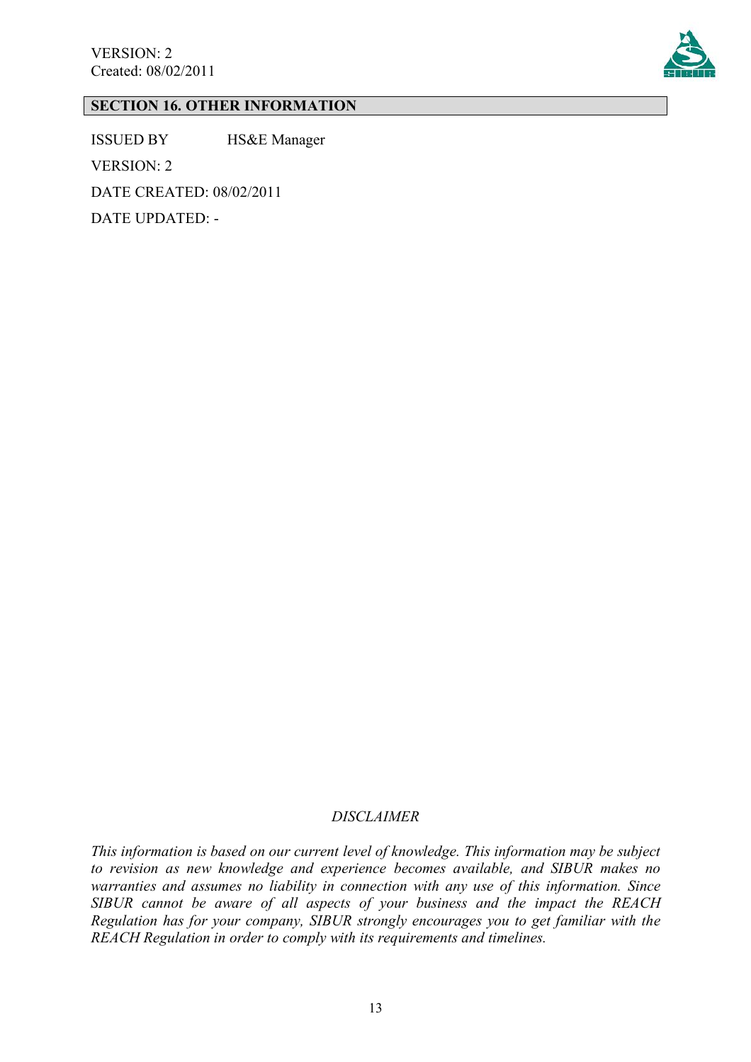## SECTION 16. OTHER INFORMATION

ISSUED BY HS&E Manager

VERSION: 2

DATE CREATED: 08/02/2011

DATE UPDATED: -

*DISCLAIMER*

*This information is based on our current level of knowledge. This information may be subject to revision as new knowledge and experience becomes available, and SIBUR makes no warranties and assumes no liability in connection with any use of this information. Since SIBUR cannot be aware of all aspects of your business and the impact the REACH Regulation has for your company, SIBUR strongly encourages you to get familiar with the REACH Regulation in order to comply with its requirements and timelines.*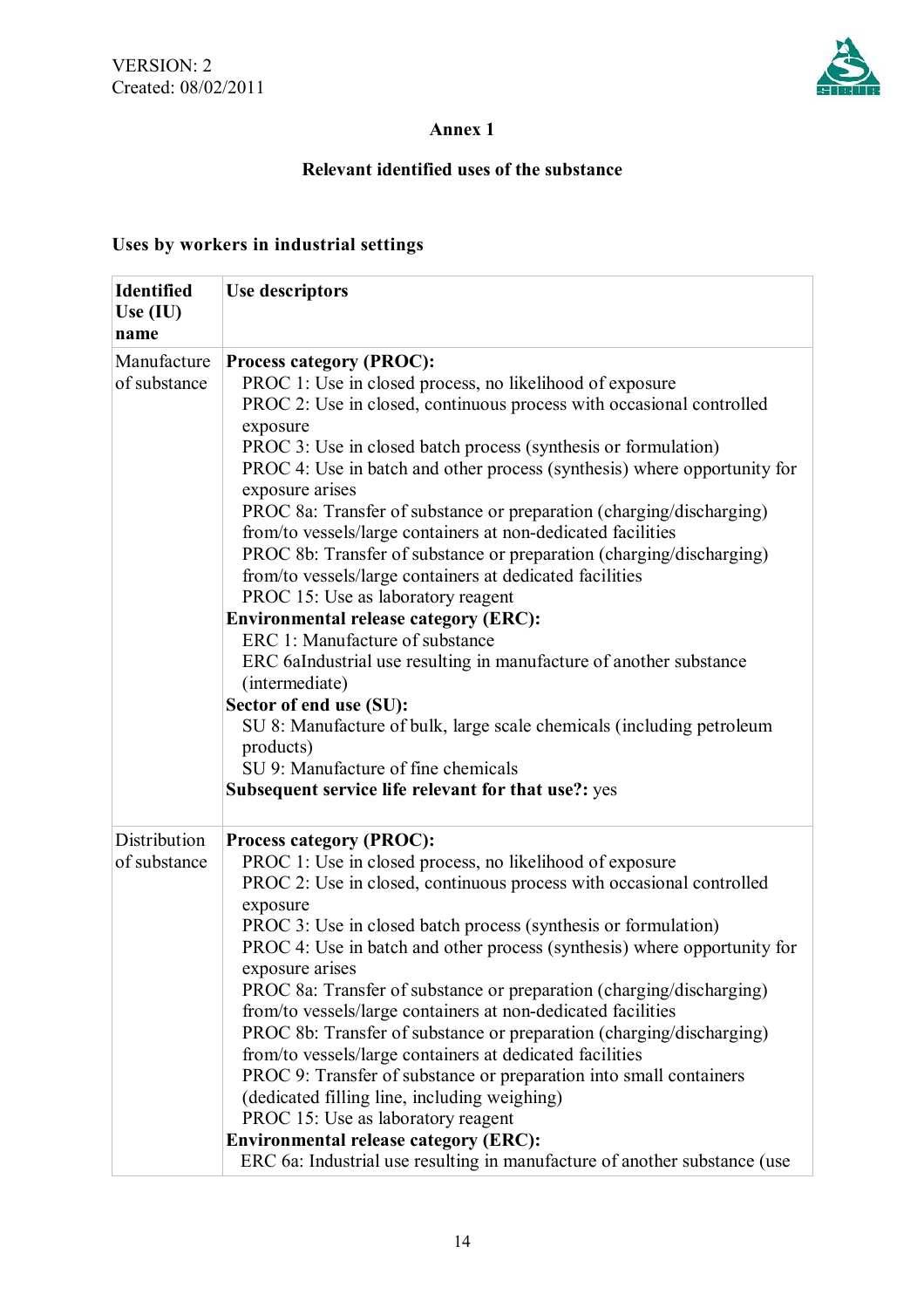## Annex 1

### Relevant identified uses of the substance

### Uses by workers in industrial settings

| Identified Use (IU) name | Use descriptors |
|---|---|
| Manufacture of substance | **Process category (PROC):**<br>PROC 1: Use in closed process, no likelihood of exposure<br>PROC 2: Use in closed, continuous process with occasional controlled exposure<br>PROC 3: Use in closed batch process (synthesis or formulation)<br>PROC 4: Use in batch and other process (synthesis) where opportunity for exposure arises<br>PROC 8a: Transfer of substance or preparation (charging/discharging) from/to vessels/large containers at non-dedicated facilities<br>PROC 8b: Transfer of substance or preparation (charging/discharging) from/to vessels/large containers at dedicated facilities<br>PROC 15: Use as laboratory reagent<br>**Environmental release category (ERC):**<br>ERC 1: Manufacture of substance<br>ERC 6aIndustrial use resulting in manufacture of another substance (intermediate)<br>**Sector of end use (SU):**<br>SU 8: Manufacture of bulk, large scale chemicals (including petroleum products)<br>SU 9: Manufacture of fine chemicals<br>**Subsequent service life relevant for that use?:** yes |
| Distribution of substance | **Process category (PROC):**<br>PROC 1: Use in closed process, no likelihood of exposure<br>PROC 2: Use in closed, continuous process with occasional controlled exposure<br>PROC 3: Use in closed batch process (synthesis or formulation)<br>PROC 4: Use in batch and other process (synthesis) where opportunity for exposure arises<br>PROC 8a: Transfer of substance or preparation (charging/discharging) from/to vessels/large containers at non-dedicated facilities<br>PROC 8b: Transfer of substance or preparation (charging/discharging) from/to vessels/large containers at dedicated facilities<br>PROC 9: Transfer of substance or preparation into small containers (dedicated filling line, including weighing)<br>PROC 15: Use as laboratory reagent<br>**Environmental release category (ERC):**<br>ERC 6a: Industrial use resulting in manufacture of another substance (use |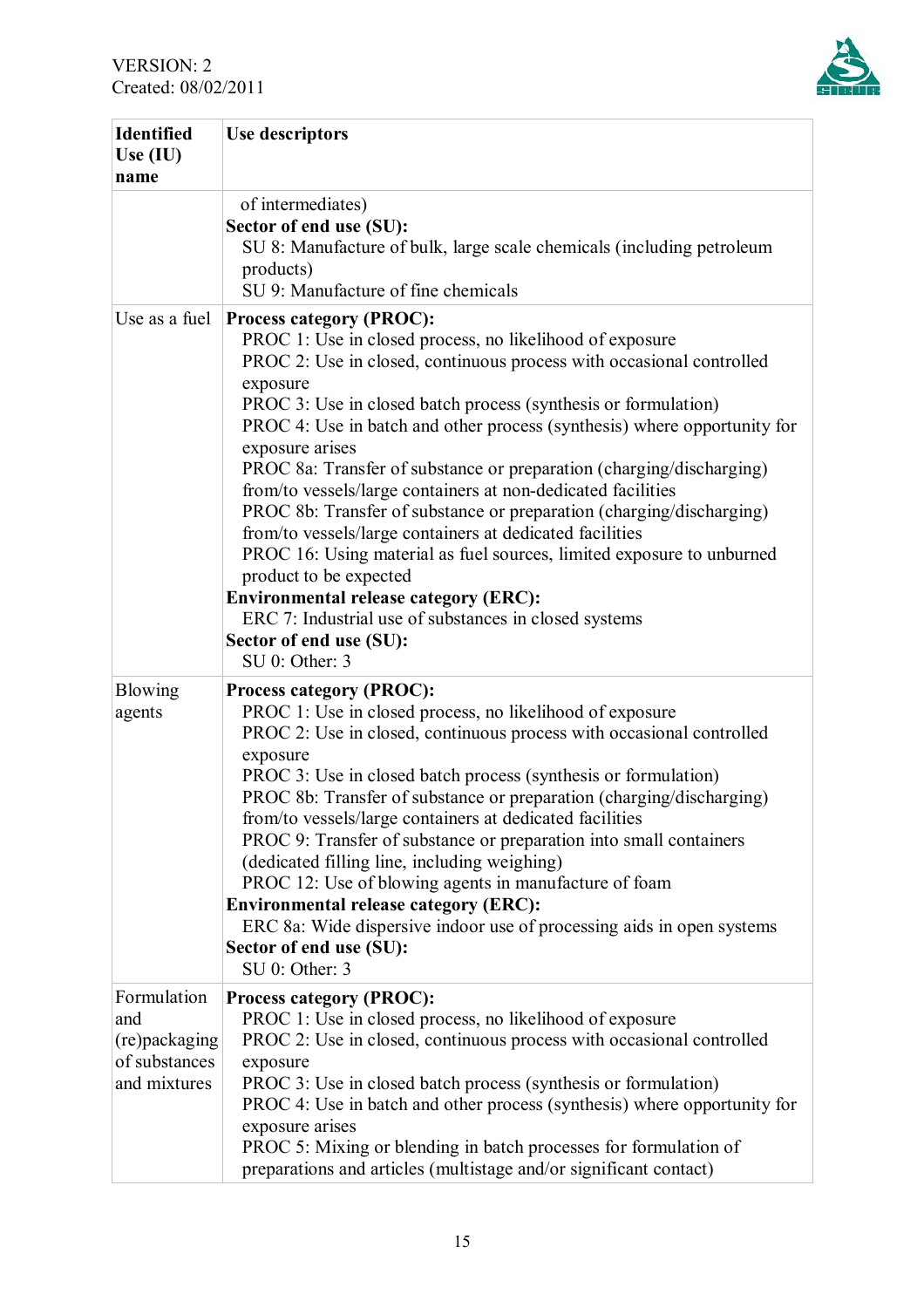| Identified Use (IU) name | Use descriptors |
|---|---|
| | of intermediates)<br>**Sector of end use (SU):**<br>SU 8: Manufacture of bulk, large scale chemicals (including petroleum products)<br>SU 9: Manufacture of fine chemicals |
| Use as a fuel | **Process category (PROC):**<br>PROC 1: Use in closed process, no likelihood of exposure<br>PROC 2: Use in closed, continuous process with occasional controlled exposure<br>PROC 3: Use in closed batch process (synthesis or formulation)<br>PROC 4: Use in batch and other process (synthesis) where opportunity for exposure arises<br>PROC 8a: Transfer of substance or preparation (charging/discharging) from/to vessels/large containers at non-dedicated facilities<br>PROC 8b: Transfer of substance or preparation (charging/discharging) from/to vessels/large containers at dedicated facilities<br>PROC 16: Using material as fuel sources, limited exposure to unburned product to be expected<br>**Environmental release category (ERC):**<br>ERC 7: Industrial use of substances in closed systems<br>**Sector of end use (SU):**<br>SU 0: Other: 3 |
| Blowing agents | **Process category (PROC):**<br>PROC 1: Use in closed process, no likelihood of exposure<br>PROC 2: Use in closed, continuous process with occasional controlled exposure<br>PROC 3: Use in closed batch process (synthesis or formulation)<br>PROC 8b: Transfer of substance or preparation (charging/discharging) from/to vessels/large containers at dedicated facilities<br>PROC 9: Transfer of substance or preparation into small containers (dedicated filling line, including weighing)<br>PROC 12: Use of blowing agents in manufacture of foam<br>**Environmental release category (ERC):**<br>ERC 8a: Wide dispersive indoor use of processing aids in open systems<br>**Sector of end use (SU):**<br>SU 0: Other: 3 |
| Formulation and (re)packaging of substances and mixtures | **Process category (PROC):**<br>PROC 1: Use in closed process, no likelihood of exposure<br>PROC 2: Use in closed, continuous process with occasional controlled exposure<br>PROC 3: Use in closed batch process (synthesis or formulation)<br>PROC 4: Use in batch and other process (synthesis) where opportunity for exposure arises<br>PROC 5: Mixing or blending in batch processes for formulation of preparations and articles (multistage and/or significant contact) |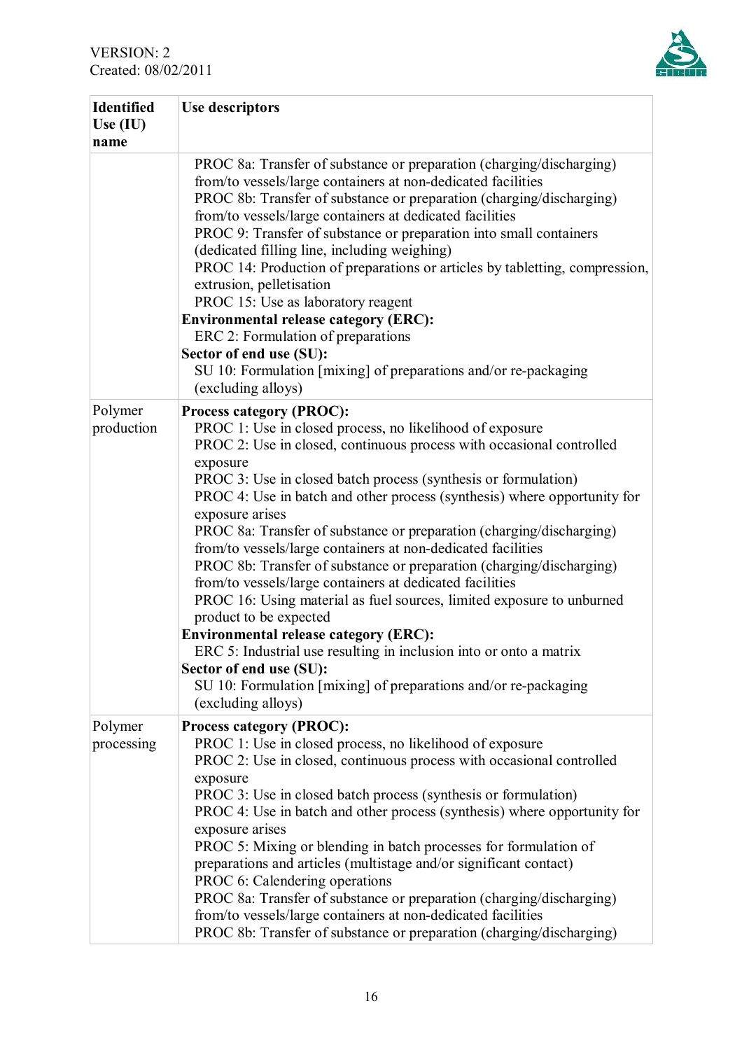| Identified Use (IU) name | Use descriptors |
|---|---|
| | PROC 8a: Transfer of substance or preparation (charging/discharging) from/to vessels/large containers at non-dedicated facilities<br>PROC 8b: Transfer of substance or preparation (charging/discharging) from/to vessels/large containers at dedicated facilities<br>PROC 9: Transfer of substance or preparation into small containers (dedicated filling line, including weighing)<br>PROC 14: Production of preparations or articles by tabletting, compression, extrusion, pelletisation<br>PROC 15: Use as laboratory reagent<br>**Environmental release category (ERC):**<br>ERC 2: Formulation of preparations<br>**Sector of end use (SU):**<br>SU 10: Formulation [mixing] of preparations and/or re-packaging (excluding alloys) |
| Polymer production | **Process category (PROC):**<br>PROC 1: Use in closed process, no likelihood of exposure<br>PROC 2: Use in closed, continuous process with occasional controlled exposure<br>PROC 3: Use in closed batch process (synthesis or formulation)<br>PROC 4: Use in batch and other process (synthesis) where opportunity for exposure arises<br>PROC 8a: Transfer of substance or preparation (charging/discharging) from/to vessels/large containers at non-dedicated facilities<br>PROC 8b: Transfer of substance or preparation (charging/discharging) from/to vessels/large containers at dedicated facilities<br>PROC 16: Using material as fuel sources, limited exposure to unburned product to be expected<br>**Environmental release category (ERC):**<br>ERC 5: Industrial use resulting in inclusion into or onto a matrix<br>**Sector of end use (SU):**<br>SU 10: Formulation [mixing] of preparations and/or re-packaging (excluding alloys) |
| Polymer processing | **Process category (PROC):**<br>PROC 1: Use in closed process, no likelihood of exposure<br>PROC 2: Use in closed, continuous process with occasional controlled exposure<br>PROC 3: Use in closed batch process (synthesis or formulation)<br>PROC 4: Use in batch and other process (synthesis) where opportunity for exposure arises<br>PROC 5: Mixing or blending in batch processes for formulation of preparations and articles (multistage and/or significant contact)<br>PROC 6: Calendering operations<br>PROC 8a: Transfer of substance or preparation (charging/discharging) from/to vessels/large containers at non-dedicated facilities<br>PROC 8b: Transfer of substance or preparation (charging/discharging) |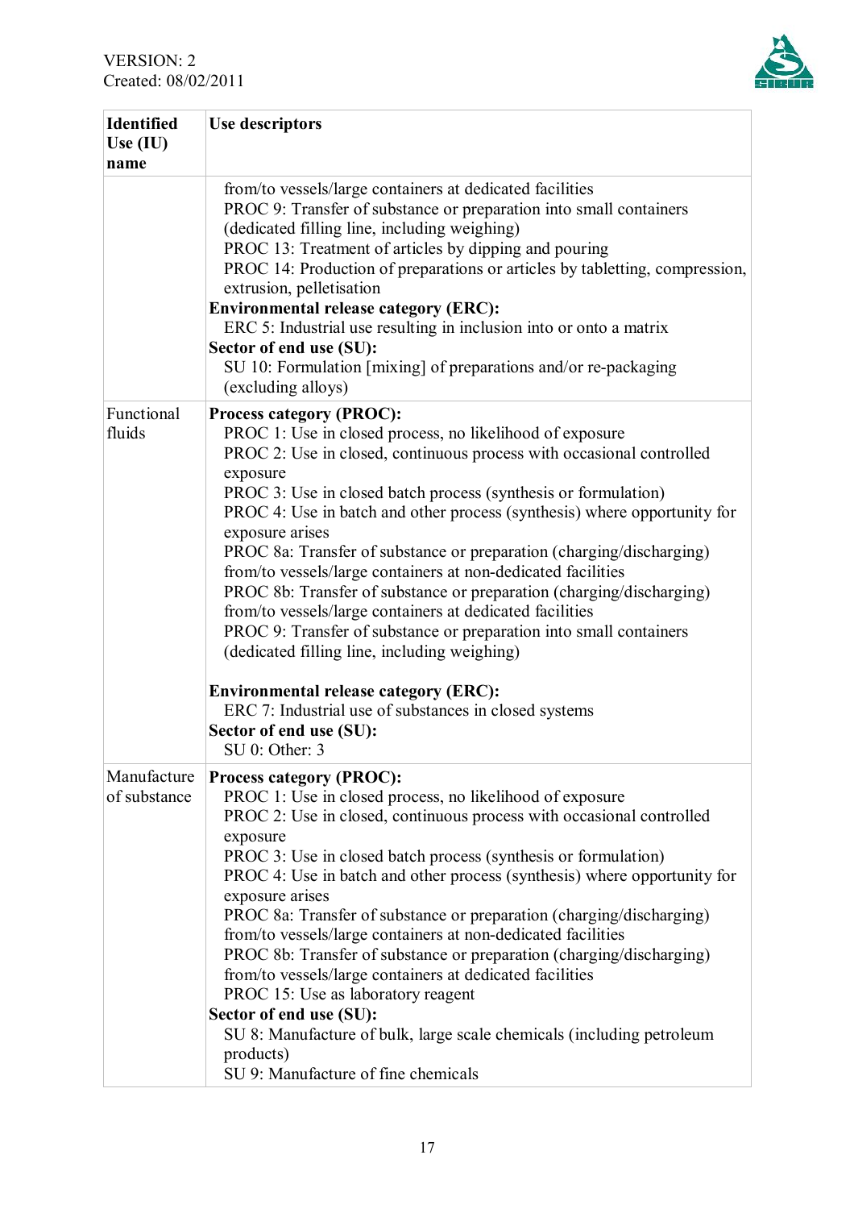| Identified Use (IU) name | Use descriptors |
|---|---|
| | from/to vessels/large containers at dedicated facilities<br>PROC 9: Transfer of substance or preparation into small containers (dedicated filling line, including weighing)<br>PROC 13: Treatment of articles by dipping and pouring<br>PROC 14: Production of preparations or articles by tabletting, compression, extrusion, pelletisation<br>**Environmental release category (ERC):**<br>ERC 5: Industrial use resulting in inclusion into or onto a matrix<br>**Sector of end use (SU):**<br>SU 10: Formulation [mixing] of preparations and/or re-packaging (excluding alloys) |
| Functional fluids | **Process category (PROC):**<br>PROC 1: Use in closed process, no likelihood of exposure<br>PROC 2: Use in closed, continuous process with occasional controlled exposure<br>PROC 3: Use in closed batch process (synthesis or formulation)<br>PROC 4: Use in batch and other process (synthesis) where opportunity for exposure arises<br>PROC 8a: Transfer of substance or preparation (charging/discharging) from/to vessels/large containers at non-dedicated facilities<br>PROC 8b: Transfer of substance or preparation (charging/discharging) from/to vessels/large containers at dedicated facilities<br>PROC 9: Transfer of substance or preparation into small containers (dedicated filling line, including weighing)<br><br>**Environmental release category (ERC):**<br>ERC 7: Industrial use of substances in closed systems<br>**Sector of end use (SU):**<br>SU 0: Other: 3 |
| Manufacture of substance | **Process category (PROC):**<br>PROC 1: Use in closed process, no likelihood of exposure<br>PROC 2: Use in closed, continuous process with occasional controlled exposure<br>PROC 3: Use in closed batch process (synthesis or formulation)<br>PROC 4: Use in batch and other process (synthesis) where opportunity for exposure arises<br>PROC 8a: Transfer of substance or preparation (charging/discharging) from/to vessels/large containers at non-dedicated facilities<br>PROC 8b: Transfer of substance or preparation (charging/discharging) from/to vessels/large containers at dedicated facilities<br>PROC 15: Use as laboratory reagent<br>**Sector of end use (SU):**<br>SU 8: Manufacture of bulk, large scale chemicals (including petroleum products)<br>SU 9: Manufacture of fine chemicals |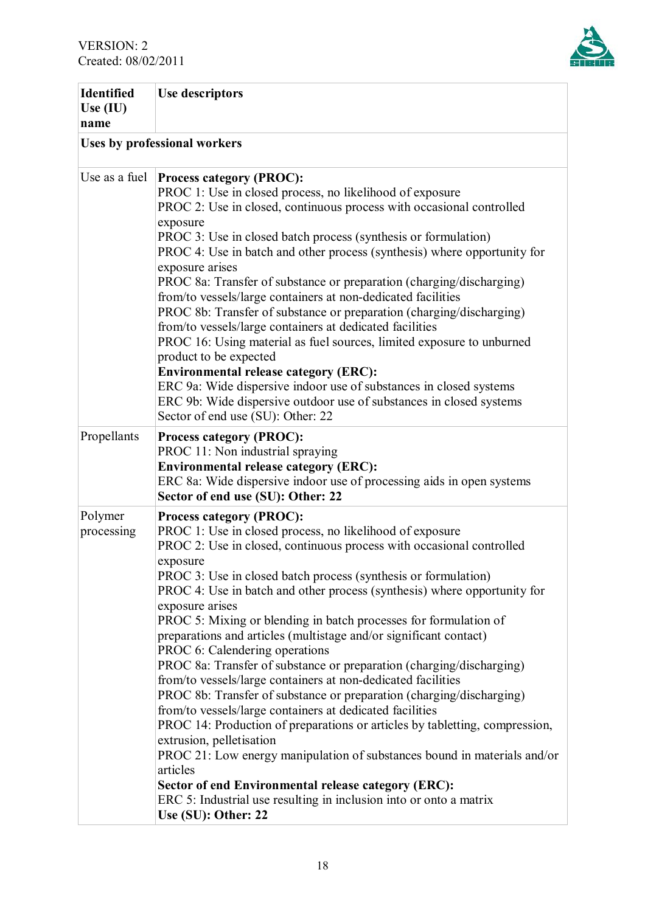| Identified Use (IU) name | Use descriptors |
|---|---|
| **Uses by professional workers** | |
| Use as a fuel | **Process category (PROC):**<br>PROC 1: Use in closed process, no likelihood of exposure<br>PROC 2: Use in closed, continuous process with occasional controlled exposure<br>PROC 3: Use in closed batch process (synthesis or formulation)<br>PROC 4: Use in batch and other process (synthesis) where opportunity for exposure arises<br>PROC 8a: Transfer of substance or preparation (charging/discharging) from/to vessels/large containers at non-dedicated facilities<br>PROC 8b: Transfer of substance or preparation (charging/discharging) from/to vessels/large containers at dedicated facilities<br>PROC 16: Using material as fuel sources, limited exposure to unburned product to be expected<br>**Environmental release category (ERC):**<br>ERC 9a: Wide dispersive indoor use of substances in closed systems<br>ERC 9b: Wide dispersive outdoor use of substances in closed systems<br>Sector of end use (SU): Other: 22 |
| Propellants | **Process category (PROC):**<br>PROC 11: Non industrial spraying<br>**Environmental release category (ERC):**<br>ERC 8a: Wide dispersive indoor use of processing aids in open systems<br>**Sector of end use (SU): Other: 22** |
| Polymer processing | **Process category (PROC):**<br>PROC 1: Use in closed process, no likelihood of exposure<br>PROC 2: Use in closed, continuous process with occasional controlled exposure<br>PROC 3: Use in closed batch process (synthesis or formulation)<br>PROC 4: Use in batch and other process (synthesis) where opportunity for exposure arises<br>PROC 5: Mixing or blending in batch processes for formulation of preparations and articles (multistage and/or significant contact)<br>PROC 6: Calendering operations<br>PROC 8a: Transfer of substance or preparation (charging/discharging) from/to vessels/large containers at non-dedicated facilities<br>PROC 8b: Transfer of substance or preparation (charging/discharging) from/to vessels/large containers at dedicated facilities<br>PROC 14: Production of preparations or articles by tabletting, compression, extrusion, pelletisation<br>PROC 21: Low energy manipulation of substances bound in materials and/or articles<br>**Sector of end Environmental release category (ERC):**<br>ERC 5: Industrial use resulting in inclusion into or onto a matrix<br>**Use (SU): Other: 22** |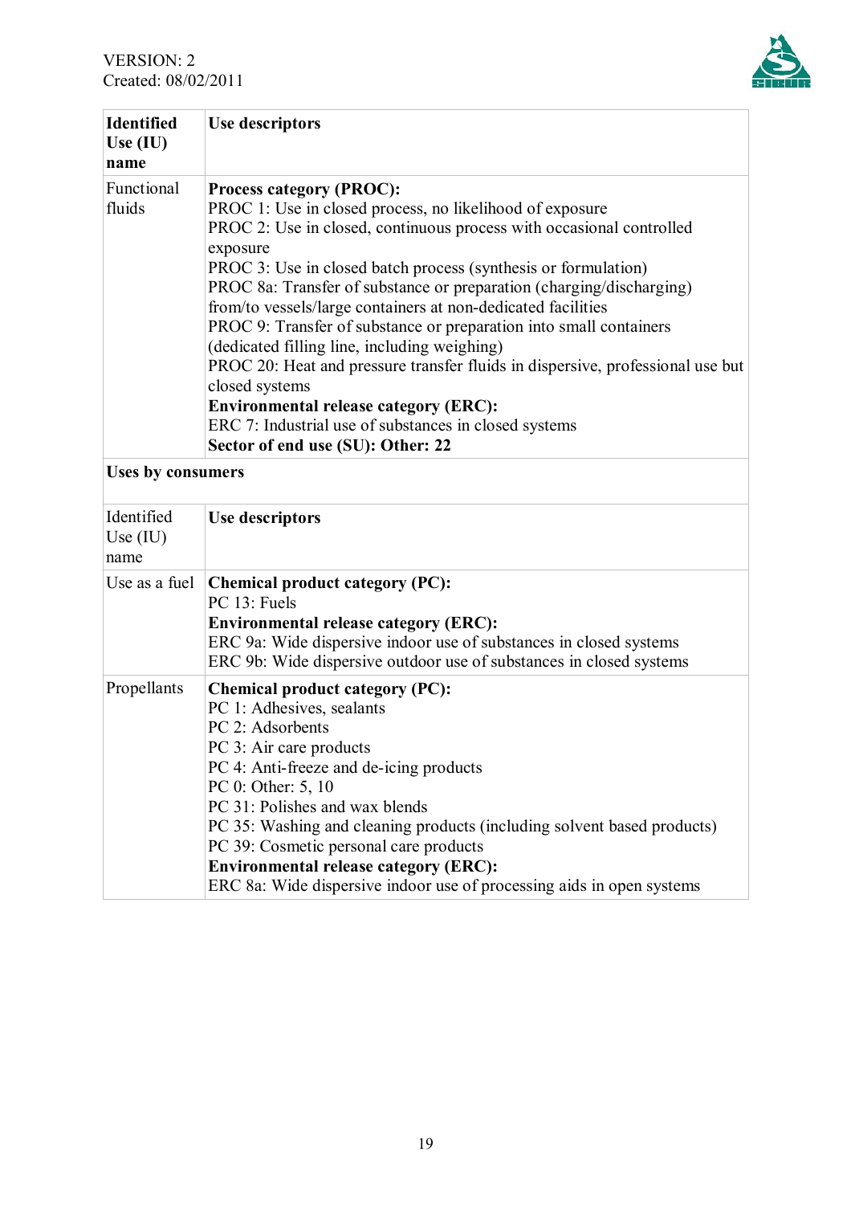| **Identified Use (IU) name** | **Use descriptors** |
|---|---|
| Functional fluids | **Process category (PROC):**<br>PROC 1: Use in closed process, no likelihood of exposure<br>PROC 2: Use in closed, continuous process with occasional controlled exposure<br>PROC 3: Use in closed batch process (synthesis or formulation)<br>PROC 8a: Transfer of substance or preparation (charging/discharging) from/to vessels/large containers at non-dedicated facilities<br>PROC 9: Transfer of substance or preparation into small containers (dedicated filling line, including weighing)<br>PROC 20: Heat and pressure transfer fluids in dispersive, professional use but closed systems<br>**Environmental release category (ERC):**<br>ERC 7: Industrial use of substances in closed systems<br>**Sector of end use (SU): Other: 22** |
| **Uses by consumers** | |
| Identified Use (IU) name | **Use descriptors** |
| Use as a fuel | **Chemical product category (PC):**<br>PC 13: Fuels<br>**Environmental release category (ERC):**<br>ERC 9a: Wide dispersive indoor use of substances in closed systems<br>ERC 9b: Wide dispersive outdoor use of substances in closed systems |
| Propellants | **Chemical product category (PC):**<br>PC 1: Adhesives, sealants<br>PC 2: Adsorbents<br>PC 3: Air care products<br>PC 4: Anti-freeze and de-icing products<br>PC 0: Other: 5, 10<br>PC 31: Polishes and wax blends<br>PC 35: Washing and cleaning products (including solvent based products)<br>PC 39: Cosmetic personal care products<br>**Environmental release category (ERC):**<br>ERC 8a: Wide dispersive indoor use of processing aids in open systems |